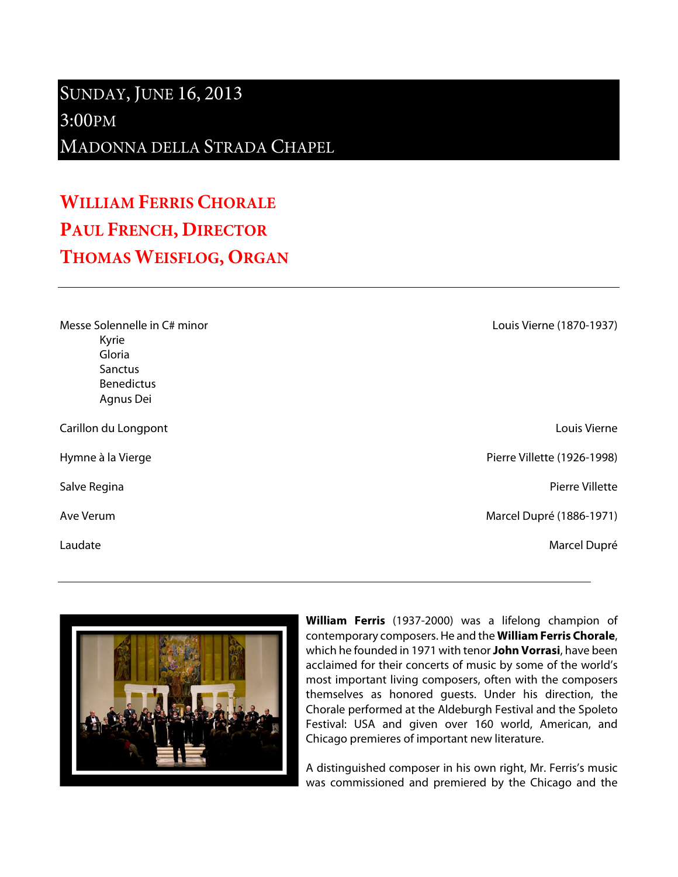# Sunday, June 16, 2013
# 3:00pm
# Madonna della Strada Chapel

## William Ferris Chorale
## Paul French, Director
## Thomas Weisflog, Organ

---

| | |
|---|---|
| Messe Solennelle in C# minor<br>Kyrie<br>Gloria<br>Sanctus<br>Benedictus<br>Agnus Dei | Louis Vierne (1870-1937) |
| Carillon du Longpont | Louis Vierne |
| Hymne à la Vierge | Pierre Villette (1926-1998) |
| Salve Regina | Pierre Villette |
| Ave Verum | Marcel Dupré (1886-1971) |
| Laudate | Marcel Dupré |

---

**William Ferris** (1937-2000) was a lifelong champion of contemporary composers. He and the **William Ferris Chorale**, which he founded in 1971 with tenor **John Vorrasi**, have been acclaimed for their concerts of music by some of the world's most important living composers, often with the composers themselves as honored guests. Under his direction, the Chorale performed at the Aldeburgh Festival and the Spoleto Festival: USA and given over 160 world, American, and Chicago premieres of important new literature.

A distinguished composer in his own right, Mr. Ferris's music was commissioned and premiered by the Chicago and the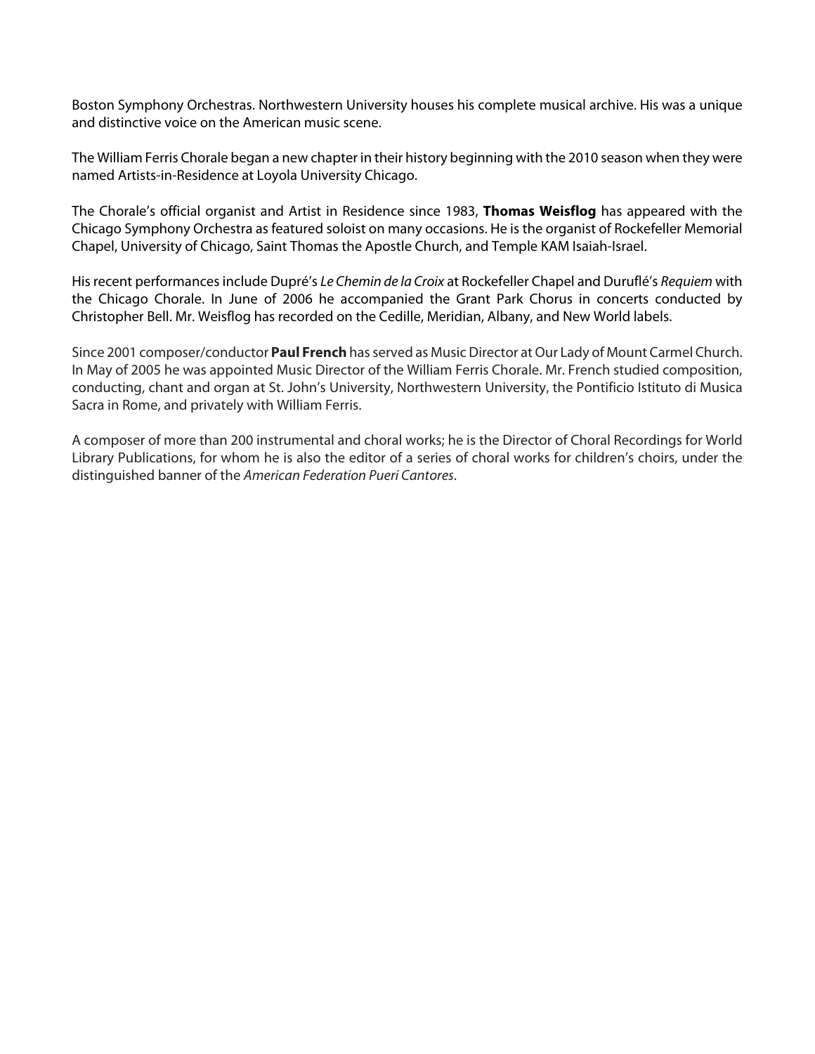Boston Symphony Orchestras. Northwestern University houses his complete musical archive. His was a unique and distinctive voice on the American music scene.

The William Ferris Chorale began a new chapter in their history beginning with the 2010 season when they were named Artists-in-Residence at Loyola University Chicago.

The Chorale's official organist and Artist in Residence since 1983, **Thomas Weisflog** has appeared with the Chicago Symphony Orchestra as featured soloist on many occasions. He is the organist of Rockefeller Memorial Chapel, University of Chicago, Saint Thomas the Apostle Church, and Temple KAM Isaiah-Israel.

His recent performances include Dupré's *Le Chemin de la Croix* at Rockefeller Chapel and Duruflé's *Requiem* with the Chicago Chorale. In June of 2006 he accompanied the Grant Park Chorus in concerts conducted by Christopher Bell. Mr. Weisflog has recorded on the Cedille, Meridian, Albany, and New World labels.

Since 2001 composer/conductor **Paul French** has served as Music Director at Our Lady of Mount Carmel Church. In May of 2005 he was appointed Music Director of the William Ferris Chorale. Mr. French studied composition, conducting, chant and organ at St. John's University, Northwestern University, the Pontificio Istituto di Musica Sacra in Rome, and privately with William Ferris.

A composer of more than 200 instrumental and choral works; he is the Director of Choral Recordings for World Library Publications, for whom he is also the editor of a series of choral works for children's choirs, under the distinguished banner of the *American Federation Pueri Cantores*.